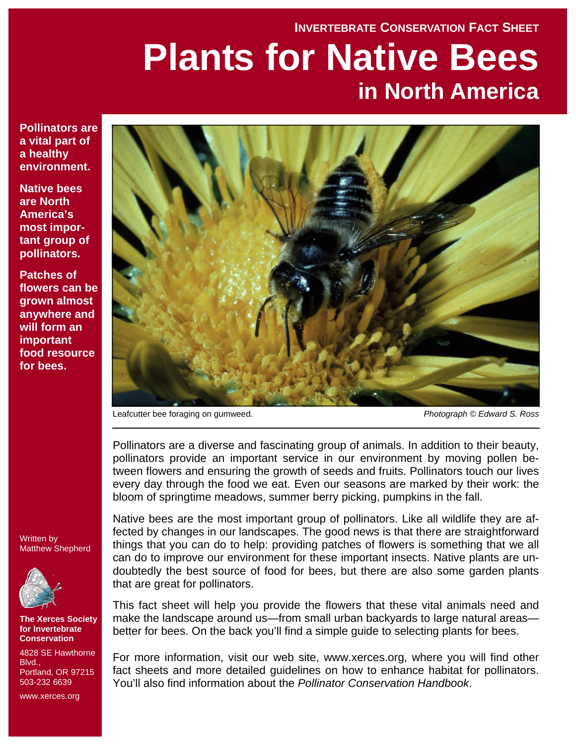INVERTEBRATE CONSERVATION FACT SHEET

# Plants for Native Bees in North America

**Pollinators are a vital part of a healthy environment.**

**Native bees are North America's most important group of pollinators.**

**Patches of flowers can be grown almost anywhere and will form an important food resource for bees.**

Leafcutter bee foraging on gumweed. *Photograph © Edward S. Ross*

Pollinators are a diverse and fascinating group of animals. In addition to their beauty, pollinators provide an important service in our environment by moving pollen between flowers and ensuring the growth of seeds and fruits. Pollinators touch our lives every day through the food we eat. Even our seasons are marked by their work: the bloom of springtime meadows, summer berry picking, pumpkins in the fall.

Native bees are the most important group of pollinators. Like all wildlife they are affected by changes in our landscapes. The good news is that there are straightforward things that you can do to help: providing patches of flowers is something that we all can do to improve our environment for these important insects. Native plants are undoubtedly the best source of food for bees, but there are also some garden plants that are great for pollinators.

This fact sheet will help you provide the flowers that these vital animals need and make the landscape around us—from small urban backyards to large natural areas—better for bees. On the back you'll find a simple guide to selecting plants for bees.

For more information, visit our web site, www.xerces.org, where you will find other fact sheets and more detailed guidelines on how to enhance habitat for pollinators. You'll also find information about the *Pollinator Conservation Handbook*.

Written by Matthew Shepherd

**The Xerces Society for Invertebrate Conservation**

4828 SE Hawthorne Blvd.,
Portland, OR 97215
503-232 6639

www.xerces.org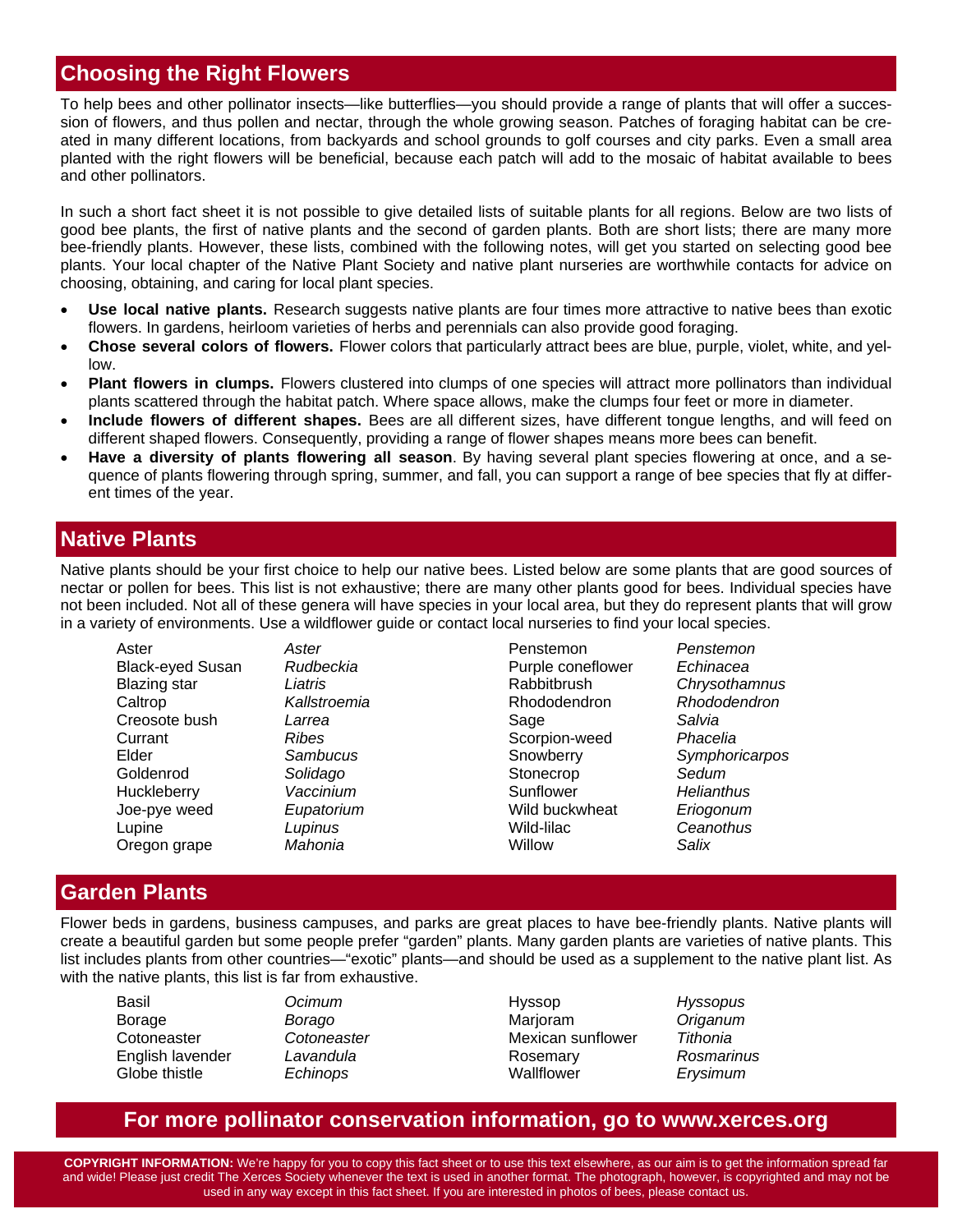## Choosing the Right Flowers

To help bees and other pollinator insects—like butterflies—you should provide a range of plants that will offer a succession of flowers, and thus pollen and nectar, through the whole growing season. Patches of foraging habitat can be created in many different locations, from backyards and school grounds to golf courses and city parks. Even a small area planted with the right flowers will be beneficial, because each patch will add to the mosaic of habitat available to bees and other pollinators.

In such a short fact sheet it is not possible to give detailed lists of suitable plants for all regions. Below are two lists of good bee plants, the first of native plants and the second of garden plants. Both are short lists; there are many more bee-friendly plants. However, these lists, combined with the following notes, will get you started on selecting good bee plants. Your local chapter of the Native Plant Society and native plant nurseries are worthwhile contacts for advice on choosing, obtaining, and caring for local plant species.

- **Use local native plants.** Research suggests native plants are four times more attractive to native bees than exotic flowers. In gardens, heirloom varieties of herbs and perennials can also provide good foraging.
- **Chose several colors of flowers.** Flower colors that particularly attract bees are blue, purple, violet, white, and yellow.
- **Plant flowers in clumps.** Flowers clustered into clumps of one species will attract more pollinators than individual plants scattered through the habitat patch. Where space allows, make the clumps four feet or more in diameter.
- **Include flowers of different shapes.** Bees are all different sizes, have different tongue lengths, and will feed on different shaped flowers. Consequently, providing a range of flower shapes means more bees can benefit.
- **Have a diversity of plants flowering all season**. By having several plant species flowering at once, and a sequence of plants flowering through spring, summer, and fall, you can support a range of bee species that fly at different times of the year.

## Native Plants

Native plants should be your first choice to help our native bees. Listed below are some plants that are good sources of nectar or pollen for bees. This list is not exhaustive; there are many other plants good for bees. Individual species have not been included. Not all of these genera will have species in your local area, but they do represent plants that will grow in a variety of environments. Use a wildflower guide or contact local nurseries to find your local species.

| | | | |
|---|---|---|---|
| Aster | *Aster* | Penstemon | *Penstemon* |
| Black-eyed Susan | *Rudbeckia* | Purple coneflower | *Echinacea* |
| Blazing star | *Liatris* | Rabbitbrush | *Chrysothamnus* |
| Caltrop | *Kallstroemia* | Rhododendron | *Rhododendron* |
| Creosote bush | *Larrea* | Sage | *Salvia* |
| Currant | *Ribes* | Scorpion-weed | *Phacelia* |
| Elder | *Sambucus* | Snowberry | *Symphoricarpos* |
| Goldenrod | *Solidago* | Stonecrop | *Sedum* |
| Huckleberry | *Vaccinium* | Sunflower | *Helianthus* |
| Joe-pye weed | *Eupatorium* | Wild buckwheat | *Eriogonum* |
| Lupine | *Lupinus* | Wild-lilac | *Ceanothus* |
| Oregon grape | *Mahonia* | Willow | *Salix* |

## Garden Plants

Flower beds in gardens, business campuses, and parks are great places to have bee-friendly plants. Native plants will create a beautiful garden but some people prefer "garden" plants. Many garden plants are varieties of native plants. This list includes plants from other countries—"exotic" plants—and should be used as a supplement to the native plant list. As with the native plants, this list is far from exhaustive.

| | | | |
|---|---|---|---|
| Basil | *Ocimum* | Hyssop | *Hyssopus* |
| Borage | *Borago* | Marjoram | *Origanum* |
| Cotoneaster | *Cotoneaster* | Mexican sunflower | *Tithonia* |
| English lavender | *Lavandula* | Rosemary | *Rosmarinus* |
| Globe thistle | *Echinops* | Wallflower | *Erysimum* |

**For more pollinator conservation information, go to www.xerces.org**

**COPYRIGHT INFORMATION:** We're happy for you to copy this fact sheet or to use this text elsewhere, as our aim is to get the information spread far and wide! Please just credit The Xerces Society whenever the text is used in another format. The photograph, however, is copyrighted and may not be used in any way except in this fact sheet. If you are interested in photos of bees, please contact us.